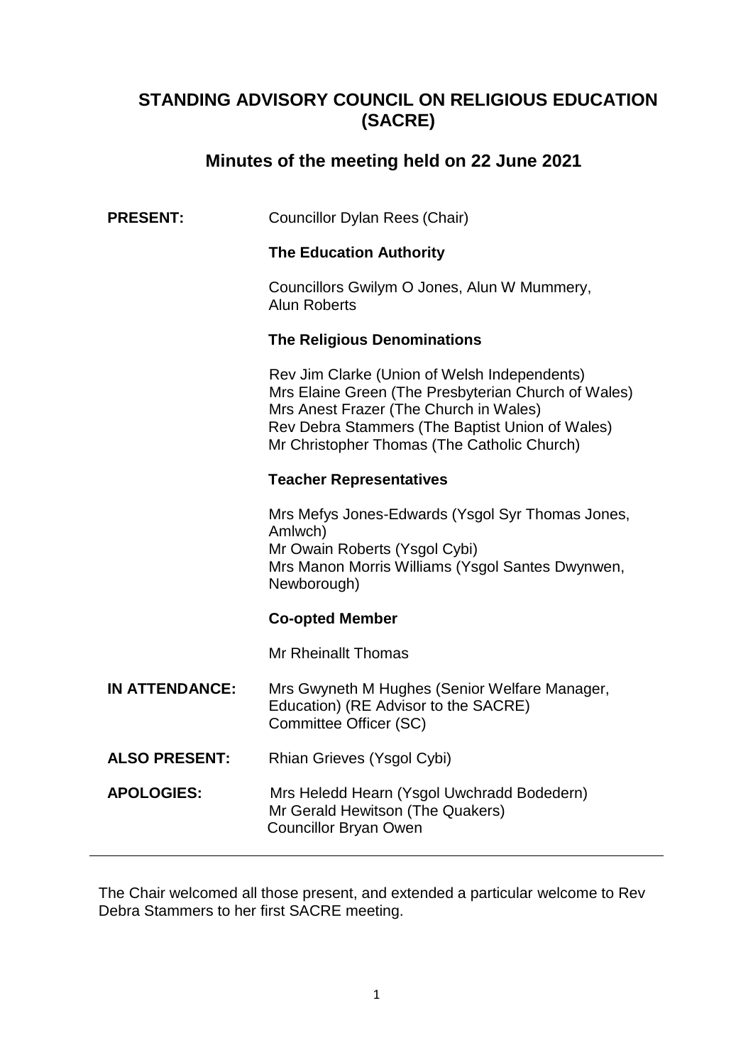# STANDING ADVISORY COUNCIL ON RELIGIOUS EDUCATION (SACRE)

## Minutes of the meeting held on 22 June 2021

**PRESENT:** Councillor Dylan Rees (Chair)

**The Education Authority**

Councillors Gwilym O Jones, Alun W Mummery, Alun Roberts

**The Religious Denominations**

Rev Jim Clarke (Union of Welsh Independents)
Mrs Elaine Green (The Presbyterian Church of Wales)
Mrs Anest Frazer (The Church in Wales)
Rev Debra Stammers (The Baptist Union of Wales)
Mr Christopher Thomas (The Catholic Church)

**Teacher Representatives**

Mrs Mefys Jones-Edwards (Ysgol Syr Thomas Jones, Amlwch)
Mr Owain Roberts (Ysgol Cybi)
Mrs Manon Morris Williams (Ysgol Santes Dwynwen, Newborough)

**Co-opted Member**

Mr Rheinallt Thomas

**IN ATTENDANCE:** Mrs Gwyneth M Hughes (Senior Welfare Manager, Education) (RE Advisor to the SACRE)
Committee Officer (SC)

**ALSO PRESENT:** Rhian Grieves (Ysgol Cybi)

**APOLOGIES:** Mrs Heledd Hearn (Ysgol Uwchradd Bodedern)
Mr Gerald Hewitson (The Quakers)
Councillor Bryan Owen

---

The Chair welcomed all those present, and extended a particular welcome to Rev Debra Stammers to her first SACRE meeting.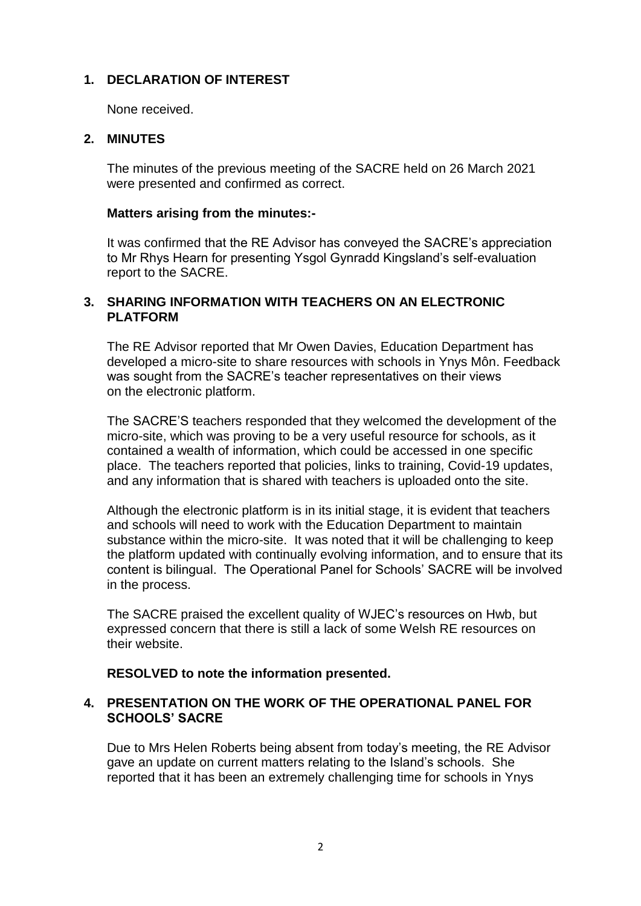## 1. DECLARATION OF INTEREST

None received.

## 2. MINUTES

The minutes of the previous meeting of the SACRE held on 26 March 2021 were presented and confirmed as correct.

**Matters arising from the minutes:-**

It was confirmed that the RE Advisor has conveyed the SACRE's appreciation to Mr Rhys Hearn for presenting Ysgol Gynradd Kingsland's self-evaluation report to the SACRE.

## 3. SHARING INFORMATION WITH TEACHERS ON AN ELECTRONIC PLATFORM

The RE Advisor reported that Mr Owen Davies, Education Department has developed a micro-site to share resources with schools in Ynys Môn. Feedback was sought from the SACRE's teacher representatives on their views on the electronic platform.

The SACRE'S teachers responded that they welcomed the development of the micro-site, which was proving to be a very useful resource for schools, as it contained a wealth of information, which could be accessed in one specific place. The teachers reported that policies, links to training, Covid-19 updates, and any information that is shared with teachers is uploaded onto the site.

Although the electronic platform is in its initial stage, it is evident that teachers and schools will need to work with the Education Department to maintain substance within the micro-site. It was noted that it will be challenging to keep the platform updated with continually evolving information, and to ensure that its content is bilingual. The Operational Panel for Schools' SACRE will be involved in the process.

The SACRE praised the excellent quality of WJEC's resources on Hwb, but expressed concern that there is still a lack of some Welsh RE resources on their website.

**RESOLVED to note the information presented.**

## 4. PRESENTATION ON THE WORK OF THE OPERATIONAL PANEL FOR SCHOOLS' SACRE

Due to Mrs Helen Roberts being absent from today's meeting, the RE Advisor gave an update on current matters relating to the Island's schools. She reported that it has been an extremely challenging time for schools in Ynys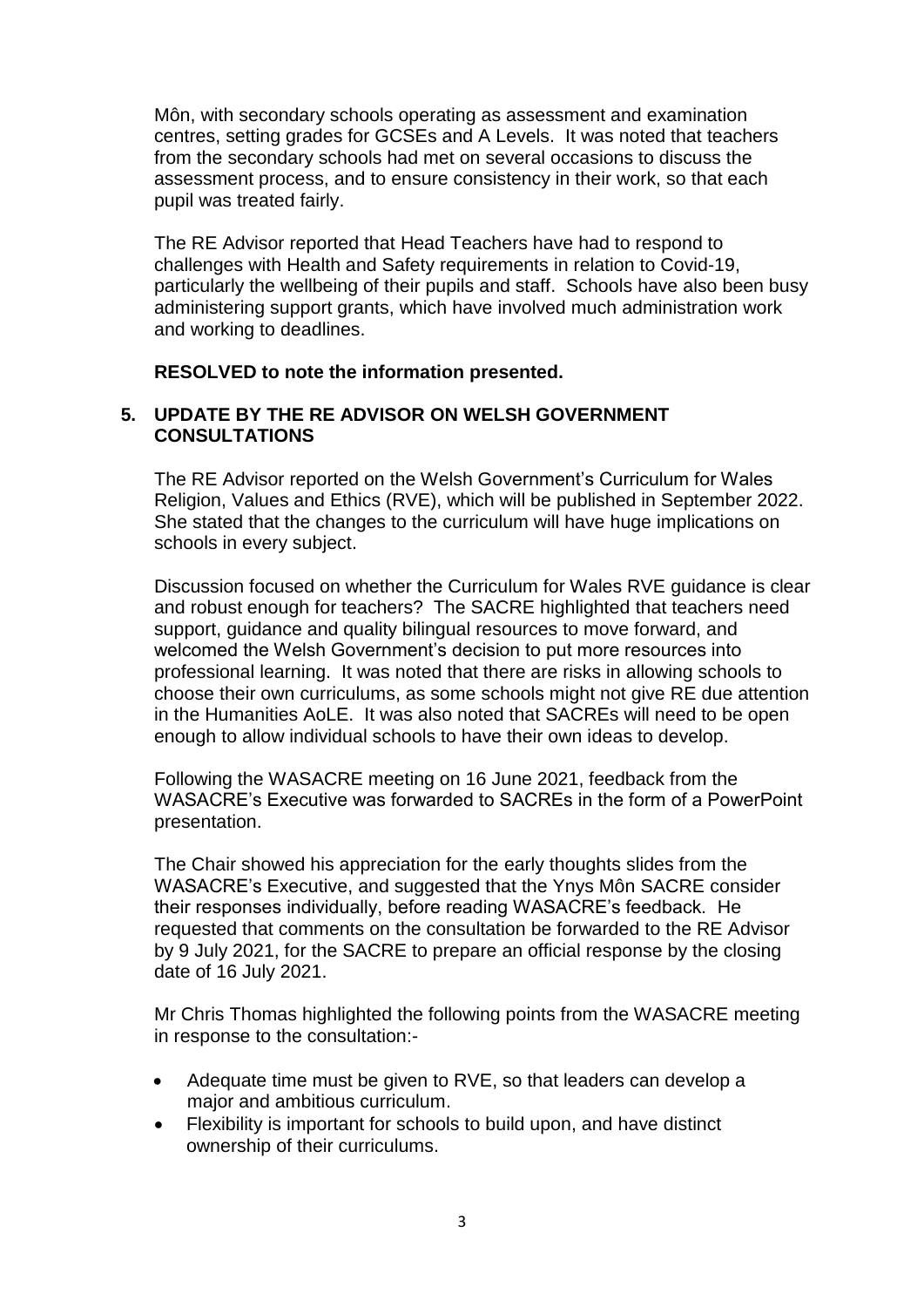Môn, with secondary schools operating as assessment and examination centres, setting grades for GCSEs and A Levels. It was noted that teachers from the secondary schools had met on several occasions to discuss the assessment process, and to ensure consistency in their work, so that each pupil was treated fairly.

The RE Advisor reported that Head Teachers have had to respond to challenges with Health and Safety requirements in relation to Covid-19, particularly the wellbeing of their pupils and staff. Schools have also been busy administering support grants, which have involved much administration work and working to deadlines.

**RESOLVED to note the information presented.**

## 5. UPDATE BY THE RE ADVISOR ON WELSH GOVERNMENT CONSULTATIONS

The RE Advisor reported on the Welsh Government's Curriculum for Wales Religion, Values and Ethics (RVE), which will be published in September 2022. She stated that the changes to the curriculum will have huge implications on schools in every subject.

Discussion focused on whether the Curriculum for Wales RVE guidance is clear and robust enough for teachers? The SACRE highlighted that teachers need support, guidance and quality bilingual resources to move forward, and welcomed the Welsh Government's decision to put more resources into professional learning. It was noted that there are risks in allowing schools to choose their own curriculums, as some schools might not give RE due attention in the Humanities AoLE. It was also noted that SACREs will need to be open enough to allow individual schools to have their own ideas to develop.

Following the WASACRE meeting on 16 June 2021, feedback from the WASACRE's Executive was forwarded to SACREs in the form of a PowerPoint presentation.

The Chair showed his appreciation for the early thoughts slides from the WASACRE's Executive, and suggested that the Ynys Môn SACRE consider their responses individually, before reading WASACRE's feedback. He requested that comments on the consultation be forwarded to the RE Advisor by 9 July 2021, for the SACRE to prepare an official response by the closing date of 16 July 2021.

Mr Chris Thomas highlighted the following points from the WASACRE meeting in response to the consultation:-

- Adequate time must be given to RVE, so that leaders can develop a major and ambitious curriculum.
- Flexibility is important for schools to build upon, and have distinct ownership of their curriculums.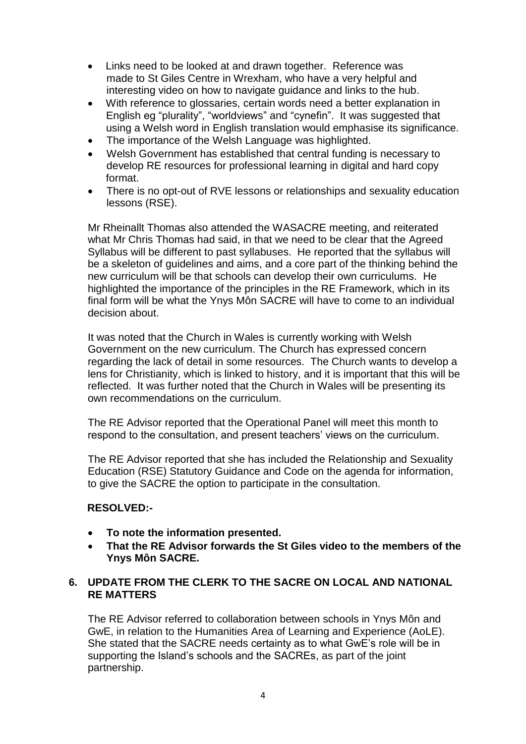- Links need to be looked at and drawn together. Reference was made to St Giles Centre in Wrexham, who have a very helpful and interesting video on how to navigate guidance and links to the hub.
- With reference to glossaries, certain words need a better explanation in English eg "plurality", "worldviews" and "cynefin". It was suggested that using a Welsh word in English translation would emphasise its significance.
- The importance of the Welsh Language was highlighted.
- Welsh Government has established that central funding is necessary to develop RE resources for professional learning in digital and hard copy format.
- There is no opt-out of RVE lessons or relationships and sexuality education lessons (RSE).

Mr Rheinallt Thomas also attended the WASACRE meeting, and reiterated what Mr Chris Thomas had said, in that we need to be clear that the Agreed Syllabus will be different to past syllabuses. He reported that the syllabus will be a skeleton of guidelines and aims, and a core part of the thinking behind the new curriculum will be that schools can develop their own curriculums. He highlighted the importance of the principles in the RE Framework, which in its final form will be what the Ynys Môn SACRE will have to come to an individual decision about.

It was noted that the Church in Wales is currently working with Welsh Government on the new curriculum. The Church has expressed concern regarding the lack of detail in some resources. The Church wants to develop a lens for Christianity, which is linked to history, and it is important that this will be reflected. It was further noted that the Church in Wales will be presenting its own recommendations on the curriculum.

The RE Advisor reported that the Operational Panel will meet this month to respond to the consultation, and present teachers' views on the curriculum.

The RE Advisor reported that she has included the Relationship and Sexuality Education (RSE) Statutory Guidance and Code on the agenda for information, to give the SACRE the option to participate in the consultation.

**RESOLVED:-**

- **To note the information presented.**
- **That the RE Advisor forwards the St Giles video to the members of the Ynys Môn SACRE.**

## 6. UPDATE FROM THE CLERK TO THE SACRE ON LOCAL AND NATIONAL RE MATTERS

The RE Advisor referred to collaboration between schools in Ynys Môn and GwE, in relation to the Humanities Area of Learning and Experience (AoLE). She stated that the SACRE needs certainty as to what GwE's role will be in supporting the Island's schools and the SACREs, as part of the joint partnership.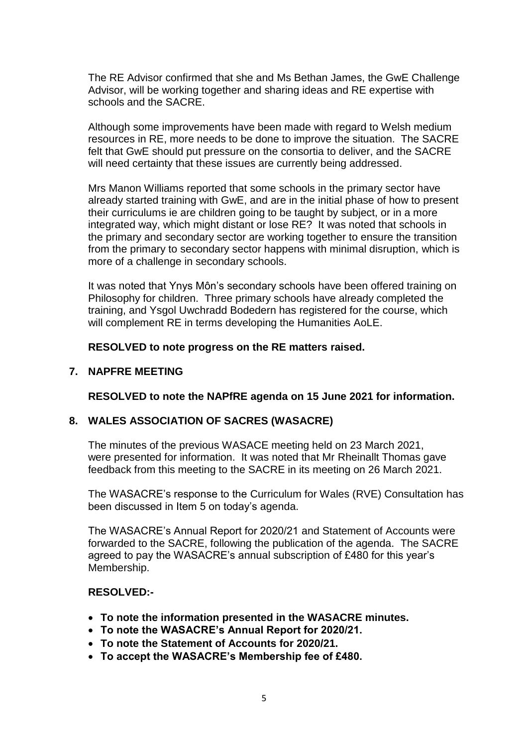The RE Advisor confirmed that she and Ms Bethan James, the GwE Challenge Advisor, will be working together and sharing ideas and RE expertise with schools and the SACRE.

Although some improvements have been made with regard to Welsh medium resources in RE, more needs to be done to improve the situation. The SACRE felt that GwE should put pressure on the consortia to deliver, and the SACRE will need certainty that these issues are currently being addressed.

Mrs Manon Williams reported that some schools in the primary sector have already started training with GwE, and are in the initial phase of how to present their curriculums ie are children going to be taught by subject, or in a more integrated way, which might distant or lose RE? It was noted that schools in the primary and secondary sector are working together to ensure the transition from the primary to secondary sector happens with minimal disruption, which is more of a challenge in secondary schools.

It was noted that Ynys Môn's secondary schools have been offered training on Philosophy for children. Three primary schools have already completed the training, and Ysgol Uwchradd Bodedern has registered for the course, which will complement RE in terms developing the Humanities AoLE.

**RESOLVED to note progress on the RE matters raised.**

## 7. NAPFRE MEETING

**RESOLVED to note the NAPfRE agenda on 15 June 2021 for information.**

## 8. WALES ASSOCIATION OF SACRES (WASACRE)

The minutes of the previous WASACE meeting held on 23 March 2021, were presented for information. It was noted that Mr Rheinallt Thomas gave feedback from this meeting to the SACRE in its meeting on 26 March 2021.

The WASACRE's response to the Curriculum for Wales (RVE) Consultation has been discussed in Item 5 on today's agenda.

The WASACRE's Annual Report for 2020/21 and Statement of Accounts were forwarded to the SACRE, following the publication of the agenda. The SACRE agreed to pay the WASACRE's annual subscription of £480 for this year's Membership.

**RESOLVED:-**

- **To note the information presented in the WASACRE minutes.**
- **To note the WASACRE's Annual Report for 2020/21.**
- **To note the Statement of Accounts for 2020/21.**
- **To accept the WASACRE's Membership fee of £480.**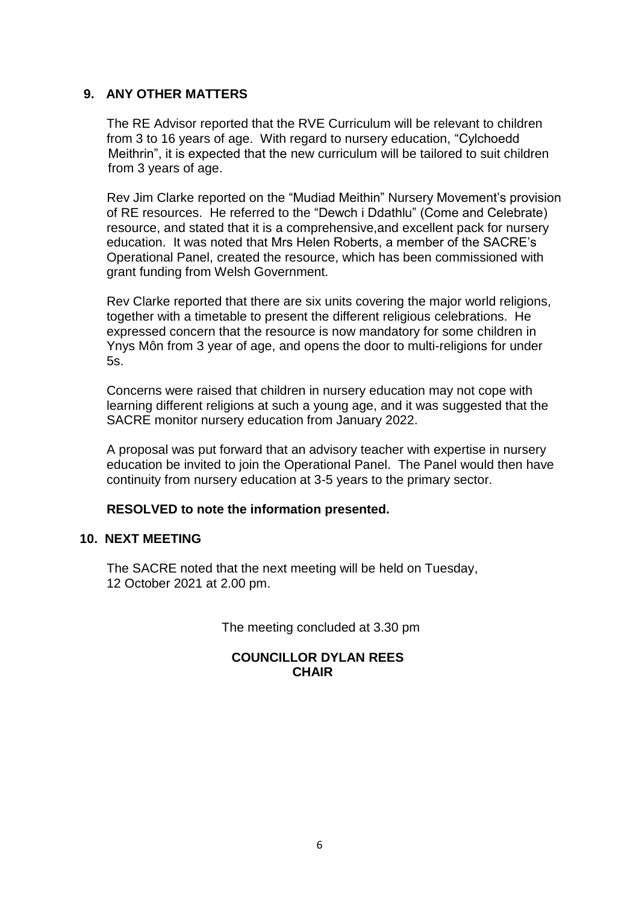## 9. ANY OTHER MATTERS

The RE Advisor reported that the RVE Curriculum will be relevant to children from 3 to 16 years of age. With regard to nursery education, "Cylchoedd Meithrin", it is expected that the new curriculum will be tailored to suit children from 3 years of age.

Rev Jim Clarke reported on the "Mudiad Meithin" Nursery Movement's provision of RE resources. He referred to the "Dewch i Ddathlu" (Come and Celebrate) resource, and stated that it is a comprehensive,and excellent pack for nursery education. It was noted that Mrs Helen Roberts, a member of the SACRE's Operational Panel, created the resource, which has been commissioned with grant funding from Welsh Government.

Rev Clarke reported that there are six units covering the major world religions, together with a timetable to present the different religious celebrations. He expressed concern that the resource is now mandatory for some children in Ynys Môn from 3 year of age, and opens the door to multi-religions for under 5s.

Concerns were raised that children in nursery education may not cope with learning different religions at such a young age, and it was suggested that the SACRE monitor nursery education from January 2022.

A proposal was put forward that an advisory teacher with expertise in nursery education be invited to join the Operational Panel. The Panel would then have continuity from nursery education at 3-5 years to the primary sector.

**RESOLVED to note the information presented.**

## 10. NEXT MEETING

The SACRE noted that the next meeting will be held on Tuesday, 12 October 2021 at 2.00 pm.

The meeting concluded at 3.30 pm

**COUNCILLOR DYLAN REES**
**CHAIR**